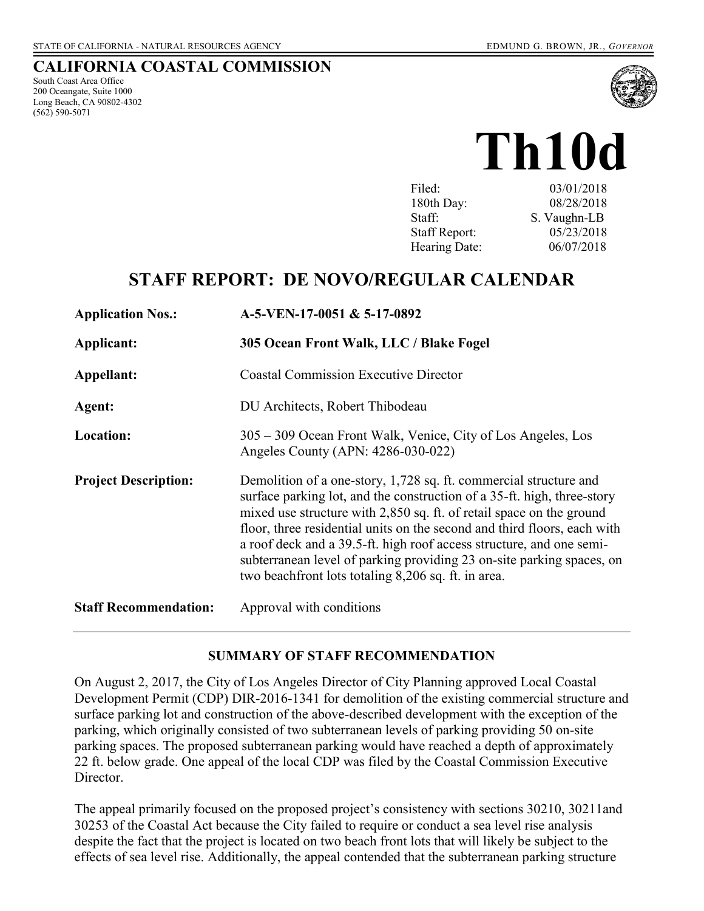STATE OF CALIFORNIA - NATURAL RESOURCES AGENCY

EDMUND G. BROWN, JR., *GOVERNOR*

# CALIFORNIA COASTAL COMMISSION

South Coast Area Office
200 Oceangate, Suite 1000
Long Beach, CA 90802-4302
(562) 590-5071

# Th10d

| | |
|---|---|
| Filed: | 03/01/2018 |
| 180th Day: | 08/28/2018 |
| Staff: | S. Vaughn-LB |
| Staff Report: | 05/23/2018 |
| Hearing Date: | 06/07/2018 |

## STAFF REPORT: DE NOVO/REGULAR CALENDAR

| | |
|---|---|
| **Application Nos.:** | **A-5-VEN-17-0051 & 5-17-0892** |
| **Applicant:** | **305 Ocean Front Walk, LLC / Blake Fogel** |
| **Appellant:** | Coastal Commission Executive Director |
| **Agent:** | DU Architects, Robert Thibodeau |
| **Location:** | 305 – 309 Ocean Front Walk, Venice, City of Los Angeles, Los Angeles County (APN: 4286-030-022) |
| **Project Description:** | Demolition of a one-story, 1,728 sq. ft. commercial structure and surface parking lot, and the construction of a 35-ft. high, three-story mixed use structure with 2,850 sq. ft. of retail space on the ground floor, three residential units on the second and third floors, each with a roof deck and a 39.5-ft. high roof access structure, and one semi-subterranean level of parking providing 23 on-site parking spaces, on two beachfront lots totaling 8,206 sq. ft. in area. |
| **Staff Recommendation:** | Approval with conditions |

### SUMMARY OF STAFF RECOMMENDATION

On August 2, 2017, the City of Los Angeles Director of City Planning approved Local Coastal Development Permit (CDP) DIR-2016-1341 for demolition of the existing commercial structure and surface parking lot and construction of the above-described development with the exception of the parking, which originally consisted of two subterranean levels of parking providing 50 on-site parking spaces. The proposed subterranean parking would have reached a depth of approximately 22 ft. below grade. One appeal of the local CDP was filed by the Coastal Commission Executive Director.

The appeal primarily focused on the proposed project's consistency with sections 30210, 30211and 30253 of the Coastal Act because the City failed to require or conduct a sea level rise analysis despite the fact that the project is located on two beach front lots that will likely be subject to the effects of sea level rise. Additionally, the appeal contended that the subterranean parking structure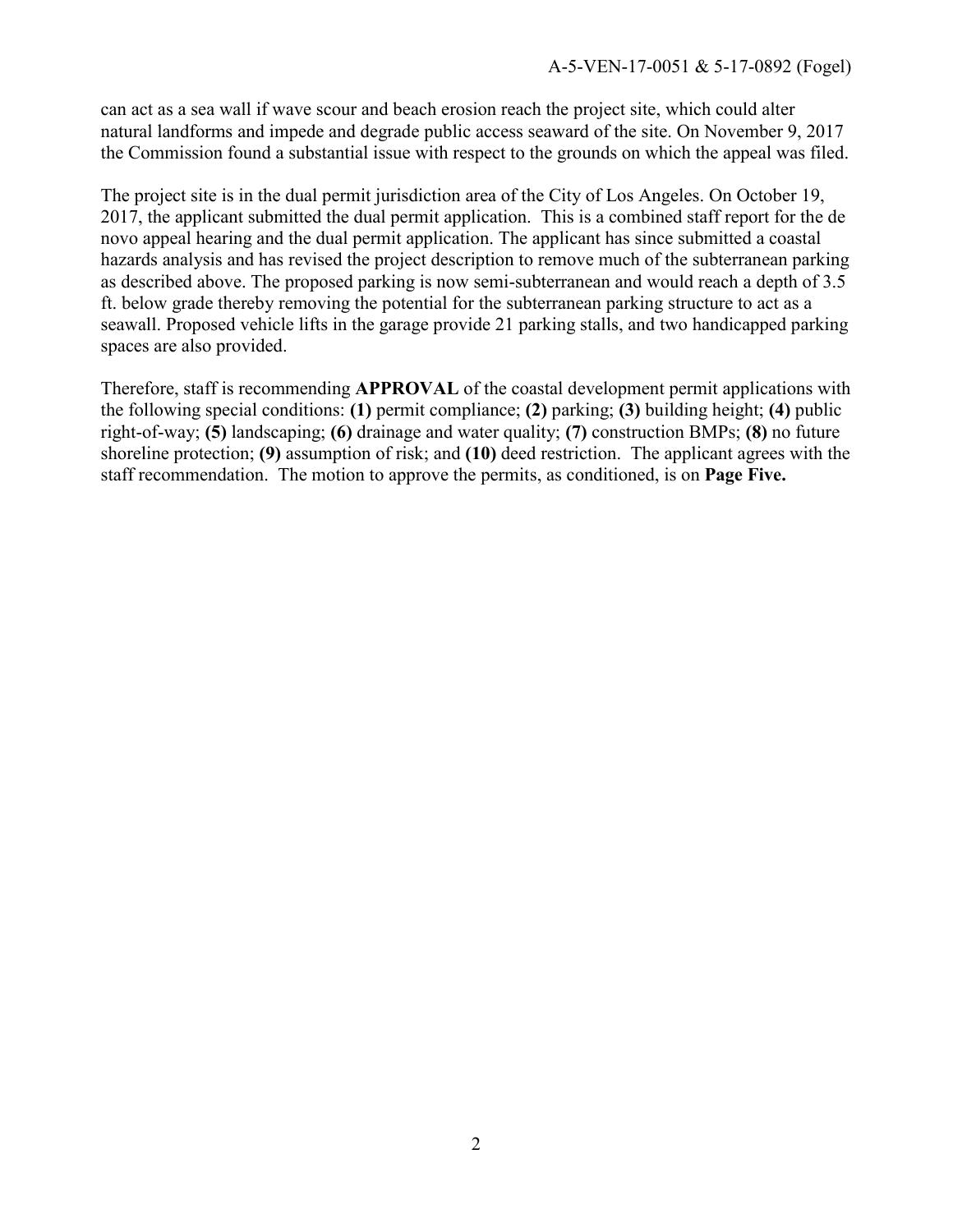can act as a sea wall if wave scour and beach erosion reach the project site, which could alter natural landforms and impede and degrade public access seaward of the site. On November 9, 2017 the Commission found a substantial issue with respect to the grounds on which the appeal was filed.

The project site is in the dual permit jurisdiction area of the City of Los Angeles. On October 19, 2017, the applicant submitted the dual permit application. This is a combined staff report for the de novo appeal hearing and the dual permit application. The applicant has since submitted a coastal hazards analysis and has revised the project description to remove much of the subterranean parking as described above. The proposed parking is now semi-subterranean and would reach a depth of 3.5 ft. below grade thereby removing the potential for the subterranean parking structure to act as a seawall. Proposed vehicle lifts in the garage provide 21 parking stalls, and two handicapped parking spaces are also provided.

Therefore, staff is recommending **APPROVAL** of the coastal development permit applications with the following special conditions: **(1)** permit compliance; **(2)** parking; **(3)** building height; **(4)** public right-of-way; **(5)** landscaping; **(6)** drainage and water quality; **(7)** construction BMPs; **(8)** no future shoreline protection; **(9)** assumption of risk; and **(10)** deed restriction. The applicant agrees with the staff recommendation. The motion to approve the permits, as conditioned, is on **Page Five.**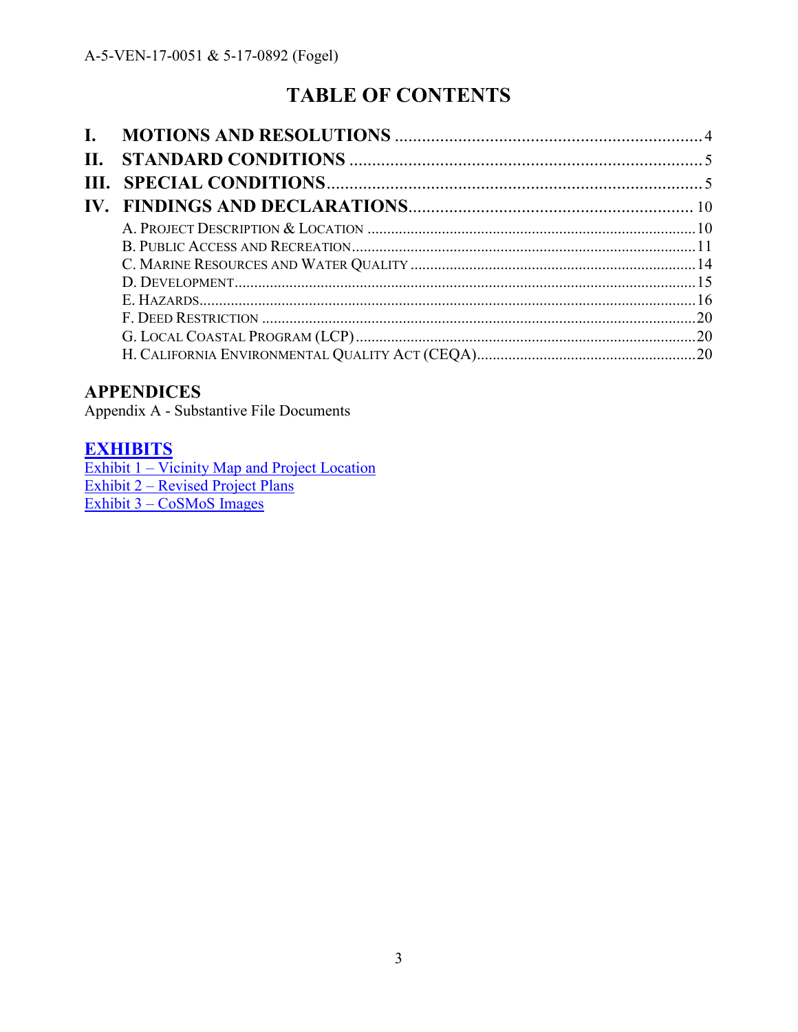# TABLE OF CONTENTS

I. MOTIONS AND RESOLUTIONS .......... 4
II. STANDARD CONDITIONS .......... 5
III. SPECIAL CONDITIONS .......... 5
IV. FINDINGS AND DECLARATIONS .......... 10
- A. PROJECT DESCRIPTION & LOCATION .......... 10
- B. PUBLIC ACCESS AND RECREATION .......... 11
- C. MARINE RESOURCES AND WATER QUALITY .......... 14
- D. DEVELOPMENT .......... 15
- E. HAZARDS .......... 16
- F. DEED RESTRICTION .......... 20
- G. LOCAL COASTAL PROGRAM (LCP) .......... 20
- H. CALIFORNIA ENVIRONMENTAL QUALITY ACT (CEQA) .......... 20

## APPENDICES

Appendix A - Substantive File Documents

## EXHIBITS

Exhibit 1 – Vicinity Map and Project Location
Exhibit 2 – Revised Project Plans
Exhibit 3 – CoSMoS Images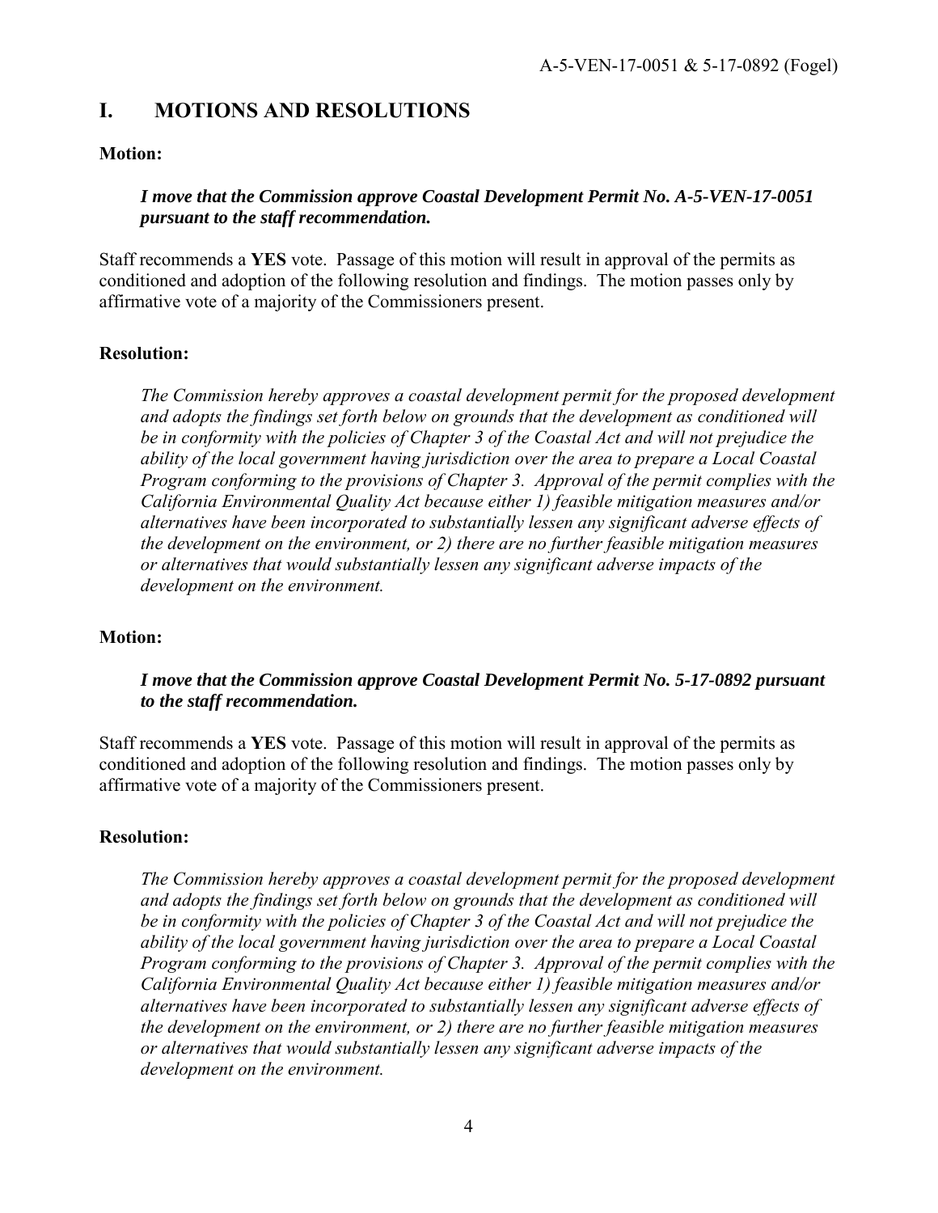# I. MOTIONS AND RESOLUTIONS

**Motion:**

> ***I move that the Commission approve Coastal Development Permit No. A-5-VEN-17-0051 pursuant to the staff recommendation.***

Staff recommends a **YES** vote. Passage of this motion will result in approval of the permits as conditioned and adoption of the following resolution and findings. The motion passes only by affirmative vote of a majority of the Commissioners present.

**Resolution:**

> *The Commission hereby approves a coastal development permit for the proposed development and adopts the findings set forth below on grounds that the development as conditioned will be in conformity with the policies of Chapter 3 of the Coastal Act and will not prejudice the ability of the local government having jurisdiction over the area to prepare a Local Coastal Program conforming to the provisions of Chapter 3. Approval of the permit complies with the California Environmental Quality Act because either 1) feasible mitigation measures and/or alternatives have been incorporated to substantially lessen any significant adverse effects of the development on the environment, or 2) there are no further feasible mitigation measures or alternatives that would substantially lessen any significant adverse impacts of the development on the environment.*

**Motion:**

> ***I move that the Commission approve Coastal Development Permit No. 5-17-0892 pursuant to the staff recommendation.***

Staff recommends a **YES** vote. Passage of this motion will result in approval of the permits as conditioned and adoption of the following resolution and findings. The motion passes only by affirmative vote of a majority of the Commissioners present.

**Resolution:**

> *The Commission hereby approves a coastal development permit for the proposed development and adopts the findings set forth below on grounds that the development as conditioned will be in conformity with the policies of Chapter 3 of the Coastal Act and will not prejudice the ability of the local government having jurisdiction over the area to prepare a Local Coastal Program conforming to the provisions of Chapter 3. Approval of the permit complies with the California Environmental Quality Act because either 1) feasible mitigation measures and/or alternatives have been incorporated to substantially lessen any significant adverse effects of the development on the environment, or 2) there are no further feasible mitigation measures or alternatives that would substantially lessen any significant adverse impacts of the development on the environment.*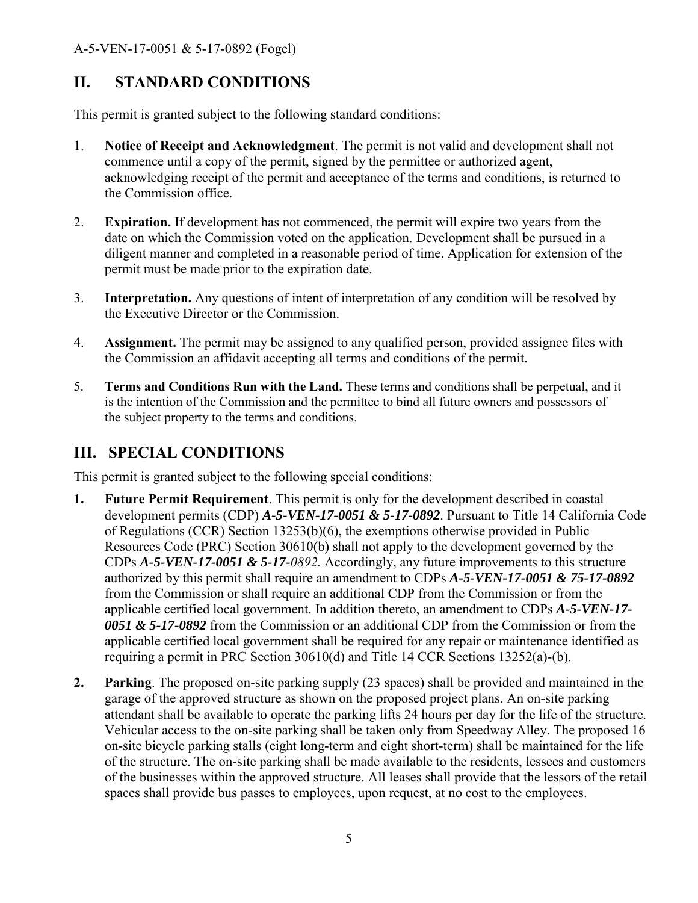## II. STANDARD CONDITIONS

This permit is granted subject to the following standard conditions:

1. **Notice of Receipt and Acknowledgment**. The permit is not valid and development shall not commence until a copy of the permit, signed by the permittee or authorized agent, acknowledging receipt of the permit and acceptance of the terms and conditions, is returned to the Commission office.

2. **Expiration.** If development has not commenced, the permit will expire two years from the date on which the Commission voted on the application. Development shall be pursued in a diligent manner and completed in a reasonable period of time. Application for extension of the permit must be made prior to the expiration date.

3. **Interpretation.** Any questions of intent of interpretation of any condition will be resolved by the Executive Director or the Commission.

4. **Assignment.** The permit may be assigned to any qualified person, provided assignee files with the Commission an affidavit accepting all terms and conditions of the permit.

5. **Terms and Conditions Run with the Land.** These terms and conditions shall be perpetual, and it is the intention of the Commission and the permittee to bind all future owners and possessors of the subject property to the terms and conditions.

## III. SPECIAL CONDITIONS

This permit is granted subject to the following special conditions:

1. **Future Permit Requirement**. This permit is only for the development described in coastal development permits (CDP) ***A-5-VEN-17-0051 & 5-17-0892***. Pursuant to Title 14 California Code of Regulations (CCR) Section 13253(b)(6), the exemptions otherwise provided in Public Resources Code (PRC) Section 30610(b) shall not apply to the development governed by the CDPs ***A-5-VEN-17-0051 & 5-17-****0892.* Accordingly, any future improvements to this structure authorized by this permit shall require an amendment to CDPs ***A-5-VEN-17-0051 & 75-17-0892*** from the Commission or shall require an additional CDP from the Commission or from the applicable certified local government. In addition thereto, an amendment to CDPs ***A-5-VEN-17-0051 & 5-17-0892*** from the Commission or an additional CDP from the Commission or from the applicable certified local government shall be required for any repair or maintenance identified as requiring a permit in PRC Section 30610(d) and Title 14 CCR Sections 13252(a)-(b).

2. **Parking**. The proposed on-site parking supply (23 spaces) shall be provided and maintained in the garage of the approved structure as shown on the proposed project plans. An on-site parking attendant shall be available to operate the parking lifts 24 hours per day for the life of the structure. Vehicular access to the on-site parking shall be taken only from Speedway Alley. The proposed 16 on-site bicycle parking stalls (eight long-term and eight short-term) shall be maintained for the life of the structure. The on-site parking shall be made available to the residents, lessees and customers of the businesses within the approved structure. All leases shall provide that the lessors of the retail spaces shall provide bus passes to employees, upon request, at no cost to the employees.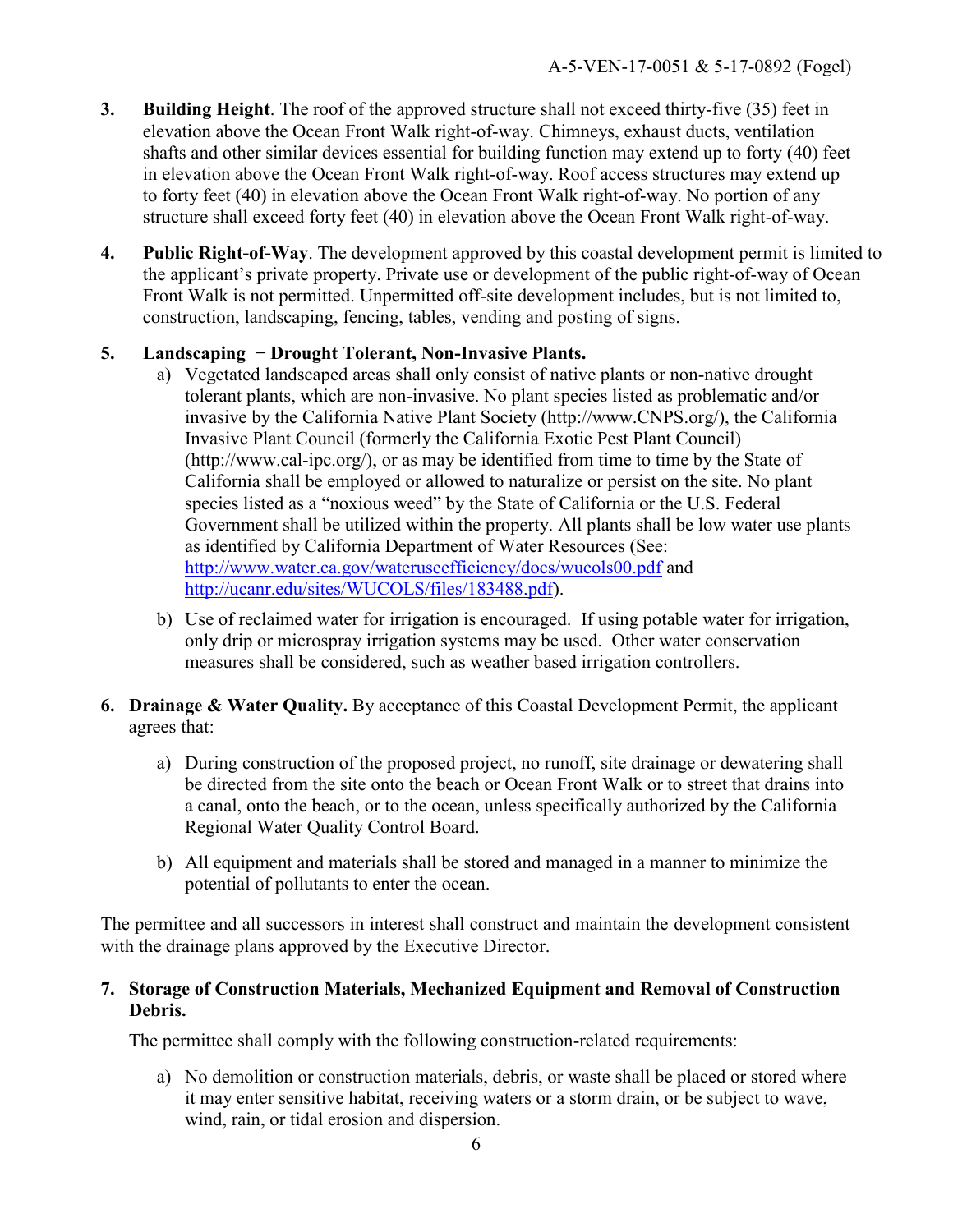3. **Building Height**. The roof of the approved structure shall not exceed thirty-five (35) feet in elevation above the Ocean Front Walk right-of-way. Chimneys, exhaust ducts, ventilation shafts and other similar devices essential for building function may extend up to forty (40) feet in elevation above the Ocean Front Walk right-of-way. Roof access structures may extend up to forty feet (40) in elevation above the Ocean Front Walk right-of-way. No portion of any structure shall exceed forty feet (40) in elevation above the Ocean Front Walk right-of-way.

4. **Public Right-of-Way**. The development approved by this coastal development permit is limited to the applicant's private property. Private use or development of the public right-of-way of Ocean Front Walk is not permitted. Unpermitted off-site development includes, but is not limited to, construction, landscaping, fencing, tables, vending and posting of signs.

5. **Landscaping − Drought Tolerant, Non-Invasive Plants.**
   a) Vegetated landscaped areas shall only consist of native plants or non-native drought tolerant plants, which are non-invasive. No plant species listed as problematic and/or invasive by the California Native Plant Society (http://www.CNPS.org/), the California Invasive Plant Council (formerly the California Exotic Pest Plant Council) (http://www.cal-ipc.org/), or as may be identified from time to time by the State of California shall be employed or allowed to naturalize or persist on the site. No plant species listed as a "noxious weed" by the State of California or the U.S. Federal Government shall be utilized within the property. All plants shall be low water use plants as identified by California Department of Water Resources (See: http://www.water.ca.gov/wateruseefficiency/docs/wucols00.pdf and http://ucanr.edu/sites/WUCOLS/files/183488.pdf).

   b) Use of reclaimed water for irrigation is encouraged. If using potable water for irrigation, only drip or microspray irrigation systems may be used. Other water conservation measures shall be considered, such as weather based irrigation controllers.

6. **Drainage & Water Quality.** By acceptance of this Coastal Development Permit, the applicant agrees that:

   a) During construction of the proposed project, no runoff, site drainage or dewatering shall be directed from the site onto the beach or Ocean Front Walk or to street that drains into a canal, onto the beach, or to the ocean, unless specifically authorized by the California Regional Water Quality Control Board.

   b) All equipment and materials shall be stored and managed in a manner to minimize the potential of pollutants to enter the ocean.

The permittee and all successors in interest shall construct and maintain the development consistent with the drainage plans approved by the Executive Director.

7. **Storage of Construction Materials, Mechanized Equipment and Removal of Construction Debris.**

   The permittee shall comply with the following construction-related requirements:

   a) No demolition or construction materials, debris, or waste shall be placed or stored where it may enter sensitive habitat, receiving waters or a storm drain, or be subject to wave, wind, rain, or tidal erosion and dispersion.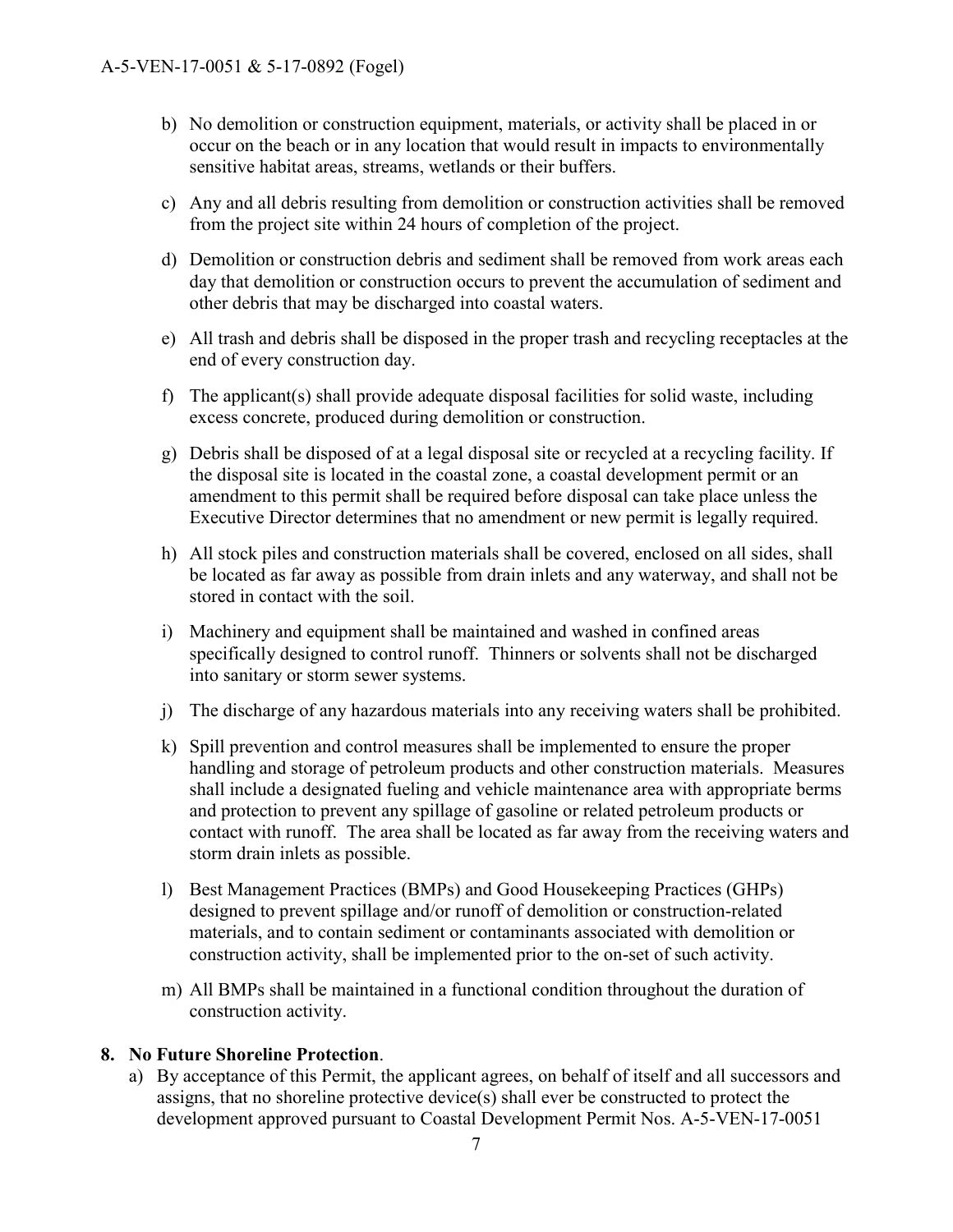b) No demolition or construction equipment, materials, or activity shall be placed in or occur on the beach or in any location that would result in impacts to environmentally sensitive habitat areas, streams, wetlands or their buffers.

c) Any and all debris resulting from demolition or construction activities shall be removed from the project site within 24 hours of completion of the project.

d) Demolition or construction debris and sediment shall be removed from work areas each day that demolition or construction occurs to prevent the accumulation of sediment and other debris that may be discharged into coastal waters.

e) All trash and debris shall be disposed in the proper trash and recycling receptacles at the end of every construction day.

f) The applicant(s) shall provide adequate disposal facilities for solid waste, including excess concrete, produced during demolition or construction.

g) Debris shall be disposed of at a legal disposal site or recycled at a recycling facility. If the disposal site is located in the coastal zone, a coastal development permit or an amendment to this permit shall be required before disposal can take place unless the Executive Director determines that no amendment or new permit is legally required.

h) All stock piles and construction materials shall be covered, enclosed on all sides, shall be located as far away as possible from drain inlets and any waterway, and shall not be stored in contact with the soil.

i) Machinery and equipment shall be maintained and washed in confined areas specifically designed to control runoff. Thinners or solvents shall not be discharged into sanitary or storm sewer systems.

j) The discharge of any hazardous materials into any receiving waters shall be prohibited.

k) Spill prevention and control measures shall be implemented to ensure the proper handling and storage of petroleum products and other construction materials. Measures shall include a designated fueling and vehicle maintenance area with appropriate berms and protection to prevent any spillage of gasoline or related petroleum products or contact with runoff. The area shall be located as far away from the receiving waters and storm drain inlets as possible.

l) Best Management Practices (BMPs) and Good Housekeeping Practices (GHPs) designed to prevent spillage and/or runoff of demolition or construction-related materials, and to contain sediment or contaminants associated with demolition or construction activity, shall be implemented prior to the on-set of such activity.

m) All BMPs shall be maintained in a functional condition throughout the duration of construction activity.

**8. No Future Shoreline Protection**.

a) By acceptance of this Permit, the applicant agrees, on behalf of itself and all successors and assigns, that no shoreline protective device(s) shall ever be constructed to protect the development approved pursuant to Coastal Development Permit Nos. A-5-VEN-17-0051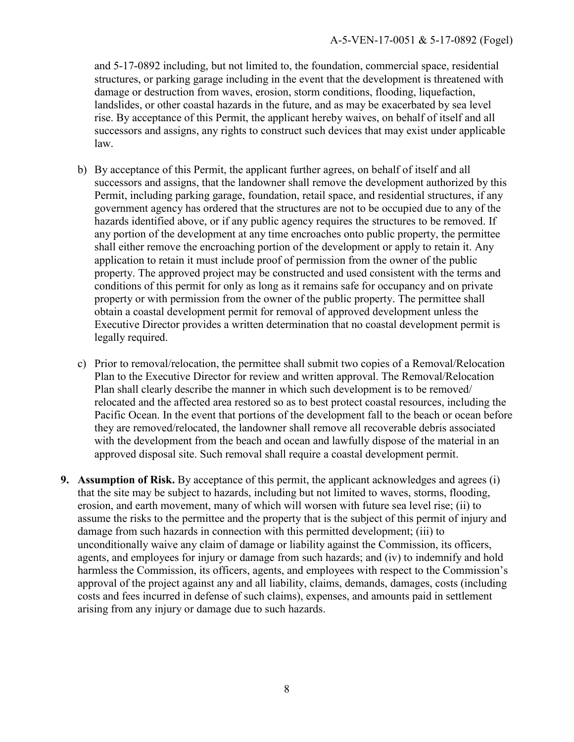and 5-17-0892 including, but not limited to, the foundation, commercial space, residential structures, or parking garage including in the event that the development is threatened with damage or destruction from waves, erosion, storm conditions, flooding, liquefaction, landslides, or other coastal hazards in the future, and as may be exacerbated by sea level rise. By acceptance of this Permit, the applicant hereby waives, on behalf of itself and all successors and assigns, any rights to construct such devices that may exist under applicable law.

b) By acceptance of this Permit, the applicant further agrees, on behalf of itself and all successors and assigns, that the landowner shall remove the development authorized by this Permit, including parking garage, foundation, retail space, and residential structures, if any government agency has ordered that the structures are not to be occupied due to any of the hazards identified above, or if any public agency requires the structures to be removed. If any portion of the development at any time encroaches onto public property, the permittee shall either remove the encroaching portion of the development or apply to retain it. Any application to retain it must include proof of permission from the owner of the public property. The approved project may be constructed and used consistent with the terms and conditions of this permit for only as long as it remains safe for occupancy and on private property or with permission from the owner of the public property. The permittee shall obtain a coastal development permit for removal of approved development unless the Executive Director provides a written determination that no coastal development permit is legally required.

c) Prior to removal/relocation, the permittee shall submit two copies of a Removal/Relocation Plan to the Executive Director for review and written approval. The Removal/Relocation Plan shall clearly describe the manner in which such development is to be removed/ relocated and the affected area restored so as to best protect coastal resources, including the Pacific Ocean. In the event that portions of the development fall to the beach or ocean before they are removed/relocated, the landowner shall remove all recoverable debris associated with the development from the beach and ocean and lawfully dispose of the material in an approved disposal site. Such removal shall require a coastal development permit.

**9. Assumption of Risk.** By acceptance of this permit, the applicant acknowledges and agrees (i) that the site may be subject to hazards, including but not limited to waves, storms, flooding, erosion, and earth movement, many of which will worsen with future sea level rise; (ii) to assume the risks to the permittee and the property that is the subject of this permit of injury and damage from such hazards in connection with this permitted development; (iii) to unconditionally waive any claim of damage or liability against the Commission, its officers, agents, and employees for injury or damage from such hazards; and (iv) to indemnify and hold harmless the Commission, its officers, agents, and employees with respect to the Commission's approval of the project against any and all liability, claims, demands, damages, costs (including costs and fees incurred in defense of such claims), expenses, and amounts paid in settlement arising from any injury or damage due to such hazards.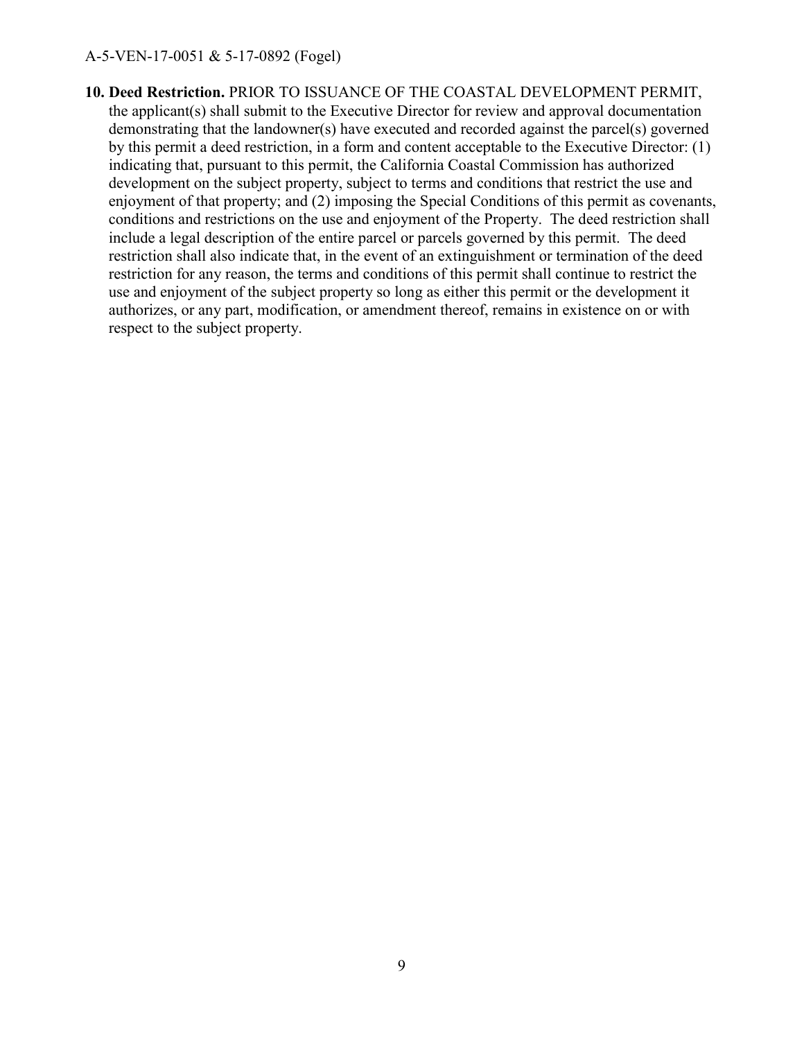10. **Deed Restriction.** PRIOR TO ISSUANCE OF THE COASTAL DEVELOPMENT PERMIT, the applicant(s) shall submit to the Executive Director for review and approval documentation demonstrating that the landowner(s) have executed and recorded against the parcel(s) governed by this permit a deed restriction, in a form and content acceptable to the Executive Director: (1) indicating that, pursuant to this permit, the California Coastal Commission has authorized development on the subject property, subject to terms and conditions that restrict the use and enjoyment of that property; and (2) imposing the Special Conditions of this permit as covenants, conditions and restrictions on the use and enjoyment of the Property. The deed restriction shall include a legal description of the entire parcel or parcels governed by this permit. The deed restriction shall also indicate that, in the event of an extinguishment or termination of the deed restriction for any reason, the terms and conditions of this permit shall continue to restrict the use and enjoyment of the subject property so long as either this permit or the development it authorizes, or any part, modification, or amendment thereof, remains in existence on or with respect to the subject property.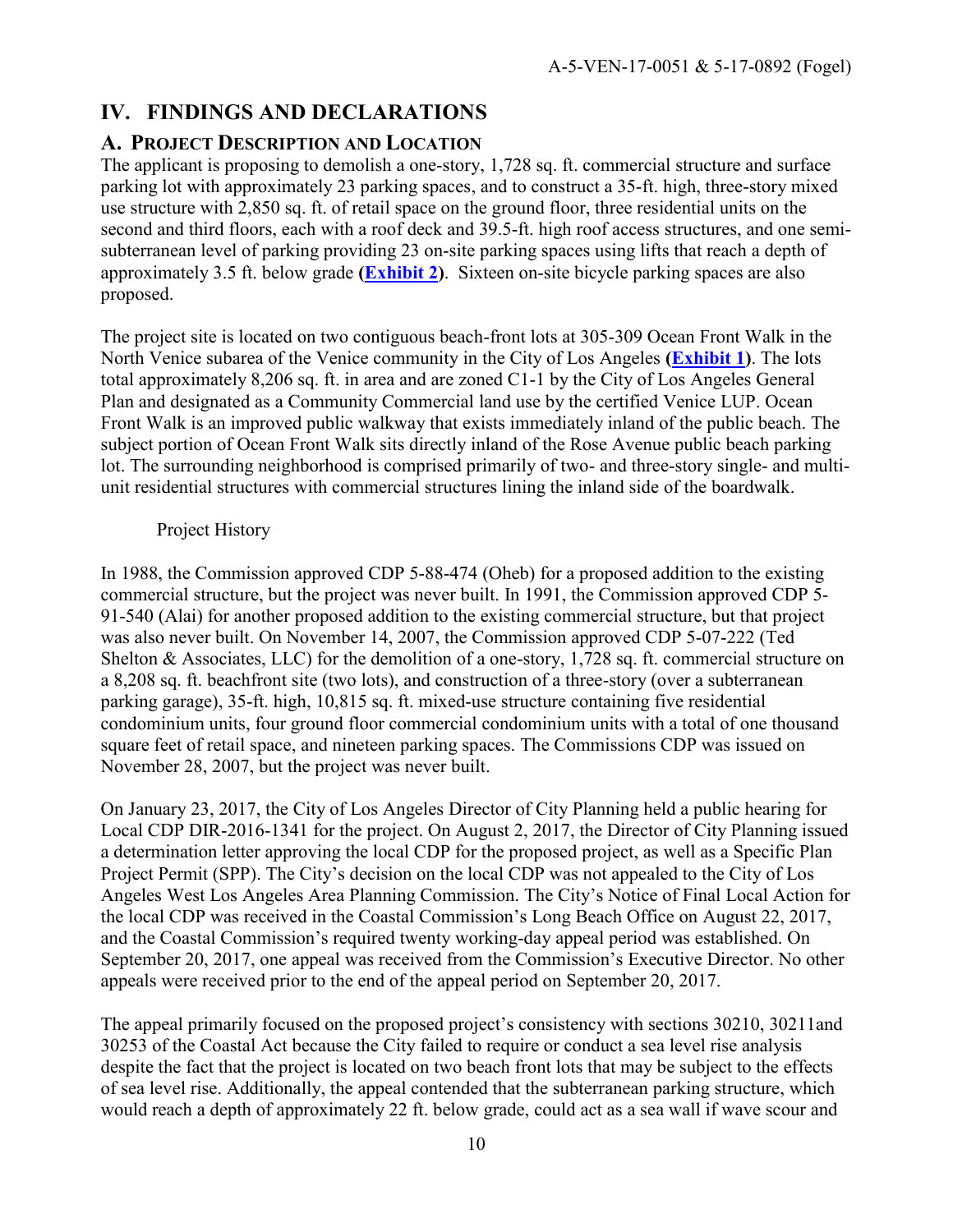# IV. FINDINGS AND DECLARATIONS

## A. PROJECT DESCRIPTION AND LOCATION

The applicant is proposing to demolish a one-story, 1,728 sq. ft. commercial structure and surface parking lot with approximately 23 parking spaces, and to construct a 35-ft. high, three-story mixed use structure with 2,850 sq. ft. of retail space on the ground floor, three residential units on the second and third floors, each with a roof deck and 39.5-ft. high roof access structures, and one semi-subterranean level of parking providing 23 on-site parking spaces using lifts that reach a depth of approximately 3.5 ft. below grade **(Exhibit 2)**. Sixteen on-site bicycle parking spaces are also proposed.

The project site is located on two contiguous beach-front lots at 305-309 Ocean Front Walk in the North Venice subarea of the Venice community in the City of Los Angeles **(Exhibit 1)**. The lots total approximately 8,206 sq. ft. in area and are zoned C1-1 by the City of Los Angeles General Plan and designated as a Community Commercial land use by the certified Venice LUP. Ocean Front Walk is an improved public walkway that exists immediately inland of the public beach. The subject portion of Ocean Front Walk sits directly inland of the Rose Avenue public beach parking lot. The surrounding neighborhood is comprised primarily of two- and three-story single- and multi-unit residential structures with commercial structures lining the inland side of the boardwalk.

Project History

In 1988, the Commission approved CDP 5-88-474 (Oheb) for a proposed addition to the existing commercial structure, but the project was never built. In 1991, the Commission approved CDP 5-91-540 (Alai) for another proposed addition to the existing commercial structure, but that project was also never built. On November 14, 2007, the Commission approved CDP 5-07-222 (Ted Shelton & Associates, LLC) for the demolition of a one-story, 1,728 sq. ft. commercial structure on a 8,208 sq. ft. beachfront site (two lots), and construction of a three-story (over a subterranean parking garage), 35-ft. high, 10,815 sq. ft. mixed-use structure containing five residential condominium units, four ground floor commercial condominium units with a total of one thousand square feet of retail space, and nineteen parking spaces. The Commissions CDP was issued on November 28, 2007, but the project was never built.

On January 23, 2017, the City of Los Angeles Director of City Planning held a public hearing for Local CDP DIR-2016-1341 for the project. On August 2, 2017, the Director of City Planning issued a determination letter approving the local CDP for the proposed project, as well as a Specific Plan Project Permit (SPP). The City's decision on the local CDP was not appealed to the City of Los Angeles West Los Angeles Area Planning Commission. The City's Notice of Final Local Action for the local CDP was received in the Coastal Commission's Long Beach Office on August 22, 2017, and the Coastal Commission's required twenty working-day appeal period was established. On September 20, 2017, one appeal was received from the Commission's Executive Director. No other appeals were received prior to the end of the appeal period on September 20, 2017.

The appeal primarily focused on the proposed project's consistency with sections 30210, 30211and 30253 of the Coastal Act because the City failed to require or conduct a sea level rise analysis despite the fact that the project is located on two beach front lots that may be subject to the effects of sea level rise. Additionally, the appeal contended that the subterranean parking structure, which would reach a depth of approximately 22 ft. below grade, could act as a sea wall if wave scour and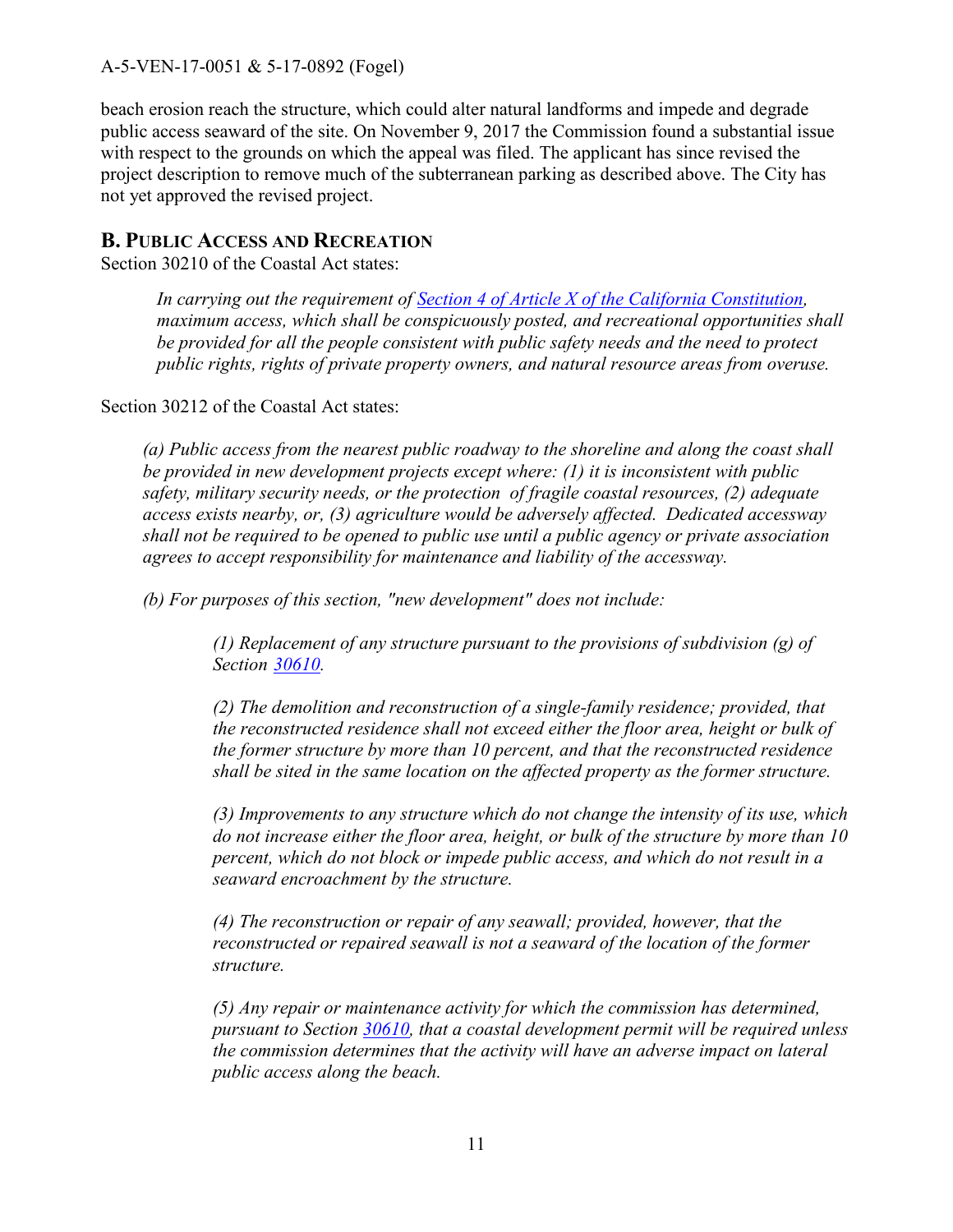beach erosion reach the structure, which could alter natural landforms and impede and degrade public access seaward of the site. On November 9, 2017 the Commission found a substantial issue with respect to the grounds on which the appeal was filed. The applicant has since revised the project description to remove much of the subterranean parking as described above. The City has not yet approved the revised project.

## B. Public Access and Recreation

Section 30210 of the Coastal Act states:

> *In carrying out the requirement of Section 4 of Article X of the California Constitution, maximum access, which shall be conspicuously posted, and recreational opportunities shall be provided for all the people consistent with public safety needs and the need to protect public rights, rights of private property owners, and natural resource areas from overuse.*

Section 30212 of the Coastal Act states:

> *(a) Public access from the nearest public roadway to the shoreline and along the coast shall be provided in new development projects except where: (1) it is inconsistent with public safety, military security needs, or the protection of fragile coastal resources, (2) adequate access exists nearby, or, (3) agriculture would be adversely affected. Dedicated accessway shall not be required to be opened to public use until a public agency or private association agrees to accept responsibility for maintenance and liability of the accessway.*
>
> *(b) For purposes of this section, "new development" does not include:*
>
>> *(1) Replacement of any structure pursuant to the provisions of subdivision (g) of Section 30610.*
>>
>> *(2) The demolition and reconstruction of a single-family residence; provided, that the reconstructed residence shall not exceed either the floor area, height or bulk of the former structure by more than 10 percent, and that the reconstructed residence shall be sited in the same location on the affected property as the former structure.*
>>
>> *(3) Improvements to any structure which do not change the intensity of its use, which do not increase either the floor area, height, or bulk of the structure by more than 10 percent, which do not block or impede public access, and which do not result in a seaward encroachment by the structure.*
>>
>> *(4) The reconstruction or repair of any seawall; provided, however, that the reconstructed or repaired seawall is not a seaward of the location of the former structure.*
>>
>> *(5) Any repair or maintenance activity for which the commission has determined, pursuant to Section 30610, that a coastal development permit will be required unless the commission determines that the activity will have an adverse impact on lateral public access along the beach.*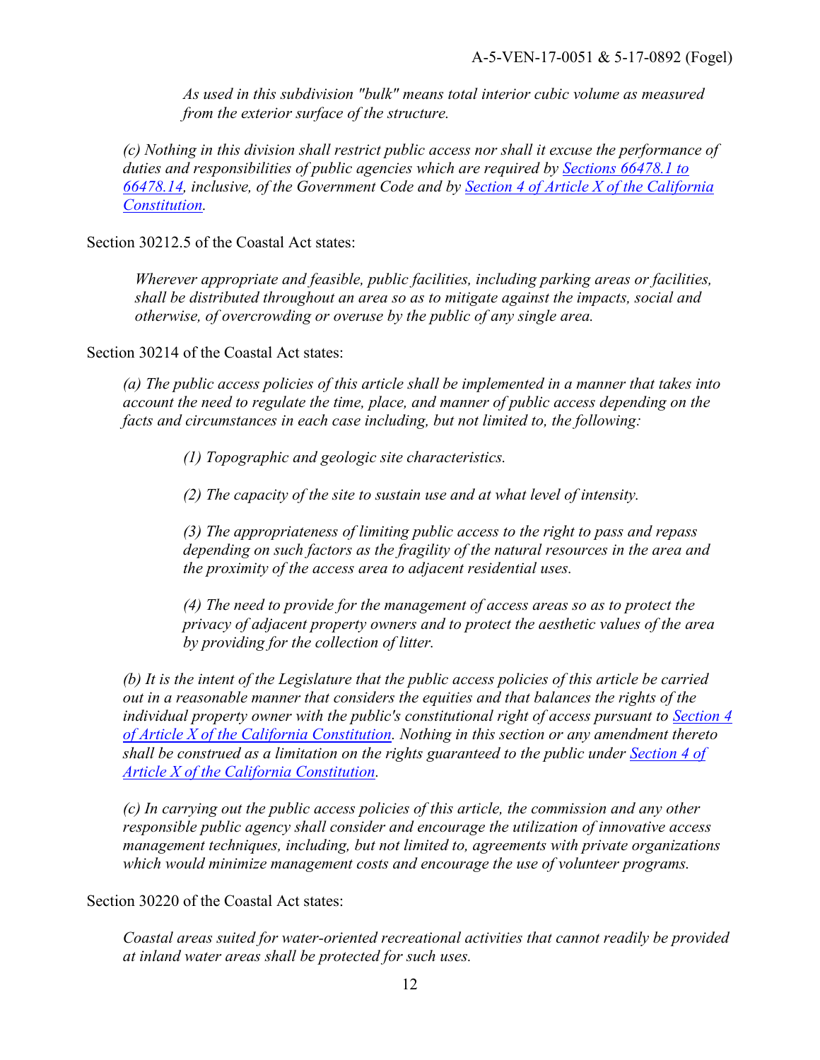*As used in this subdivision "bulk" means total interior cubic volume as measured from the exterior surface of the structure.*

*(c) Nothing in this division shall restrict public access nor shall it excuse the performance of duties and responsibilities of public agencies which are required by [Sections 66478.1 to 66478.14](), inclusive, of the Government Code and by [Section 4 of Article X of the California Constitution]().*

Section 30212.5 of the Coastal Act states:

> *Wherever appropriate and feasible, public facilities, including parking areas or facilities, shall be distributed throughout an area so as to mitigate against the impacts, social and otherwise, of overcrowding or overuse by the public of any single area.*

Section 30214 of the Coastal Act states:

> *(a) The public access policies of this article shall be implemented in a manner that takes into account the need to regulate the time, place, and manner of public access depending on the facts and circumstances in each case including, but not limited to, the following:*
>
> *(1) Topographic and geologic site characteristics.*
>
> *(2) The capacity of the site to sustain use and at what level of intensity.*
>
> *(3) The appropriateness of limiting public access to the right to pass and repass depending on such factors as the fragility of the natural resources in the area and the proximity of the access area to adjacent residential uses.*
>
> *(4) The need to provide for the management of access areas so as to protect the privacy of adjacent property owners and to protect the aesthetic values of the area by providing for the collection of litter.*
>
> *(b) It is the intent of the Legislature that the public access policies of this article be carried out in a reasonable manner that considers the equities and that balances the rights of the individual property owner with the public's constitutional right of access pursuant to [Section 4 of Article X of the California Constitution](). Nothing in this section or any amendment thereto shall be construed as a limitation on the rights guaranteed to the public under [Section 4 of Article X of the California Constitution]().*
>
> *(c) In carrying out the public access policies of this article, the commission and any other responsible public agency shall consider and encourage the utilization of innovative access management techniques, including, but not limited to, agreements with private organizations which would minimize management costs and encourage the use of volunteer programs.*

Section 30220 of the Coastal Act states:

> *Coastal areas suited for water-oriented recreational activities that cannot readily be provided at inland water areas shall be protected for such uses.*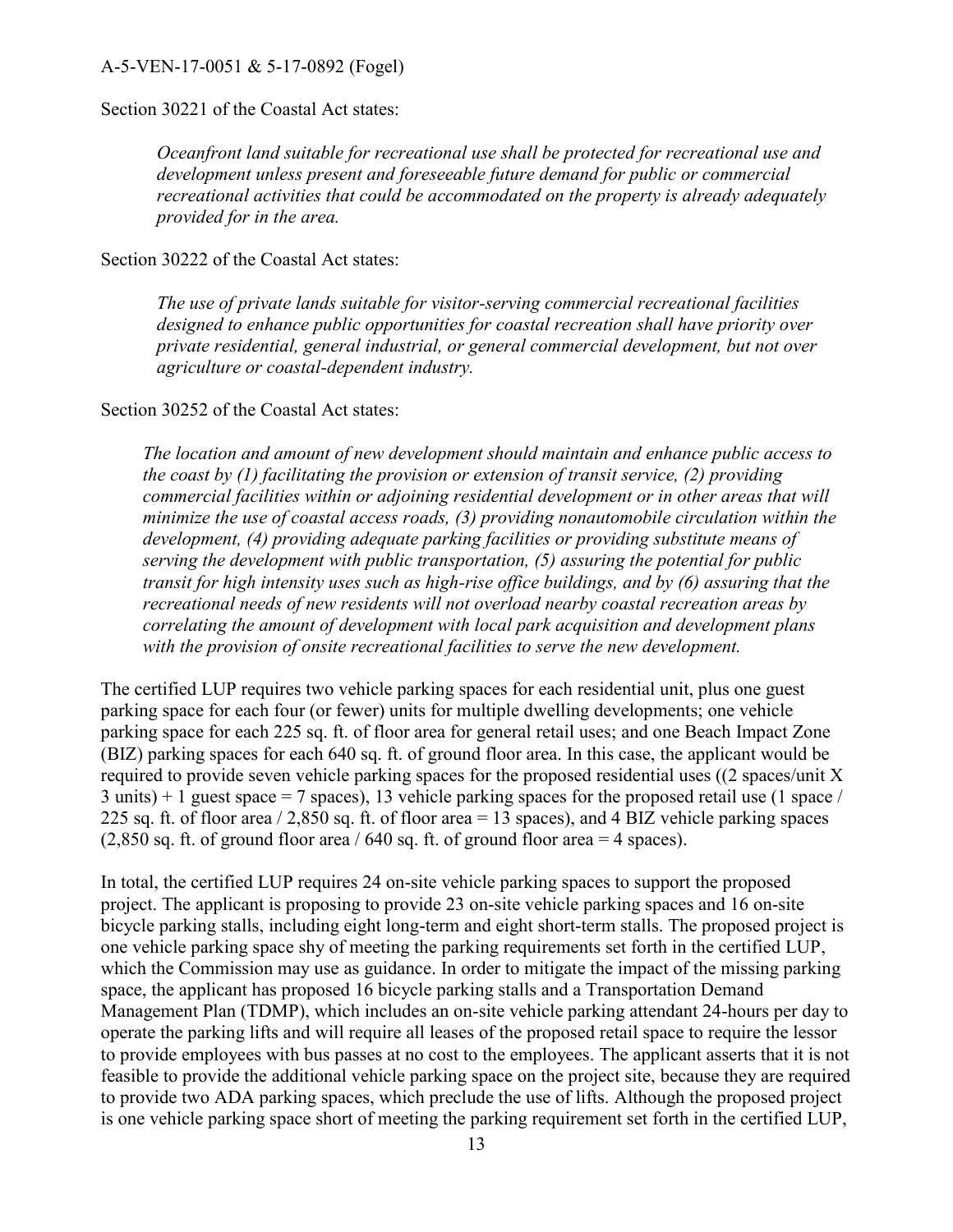Section 30221 of the Coastal Act states:

> *Oceanfront land suitable for recreational use shall be protected for recreational use and development unless present and foreseeable future demand for public or commercial recreational activities that could be accommodated on the property is already adequately provided for in the area.*

Section 30222 of the Coastal Act states:

> *The use of private lands suitable for visitor-serving commercial recreational facilities designed to enhance public opportunities for coastal recreation shall have priority over private residential, general industrial, or general commercial development, but not over agriculture or coastal-dependent industry.*

Section 30252 of the Coastal Act states:

> *The location and amount of new development should maintain and enhance public access to the coast by (1) facilitating the provision or extension of transit service, (2) providing commercial facilities within or adjoining residential development or in other areas that will minimize the use of coastal access roads, (3) providing nonautomobile circulation within the development, (4) providing adequate parking facilities or providing substitute means of serving the development with public transportation, (5) assuring the potential for public transit for high intensity uses such as high-rise office buildings, and by (6) assuring that the recreational needs of new residents will not overload nearby coastal recreation areas by correlating the amount of development with local park acquisition and development plans with the provision of onsite recreational facilities to serve the new development.*

The certified LUP requires two vehicle parking spaces for each residential unit, plus one guest parking space for each four (or fewer) units for multiple dwelling developments; one vehicle parking space for each 225 sq. ft. of floor area for general retail uses; and one Beach Impact Zone (BIZ) parking spaces for each 640 sq. ft. of ground floor area. In this case, the applicant would be required to provide seven vehicle parking spaces for the proposed residential uses ((2 spaces/unit X 3 units) + 1 guest space = 7 spaces), 13 vehicle parking spaces for the proposed retail use (1 space / 225 sq. ft. of floor area / 2,850 sq. ft. of floor area = 13 spaces), and 4 BIZ vehicle parking spaces (2,850 sq. ft. of ground floor area / 640 sq. ft. of ground floor area = 4 spaces).

In total, the certified LUP requires 24 on-site vehicle parking spaces to support the proposed project. The applicant is proposing to provide 23 on-site vehicle parking spaces and 16 on-site bicycle parking stalls, including eight long-term and eight short-term stalls. The proposed project is one vehicle parking space shy of meeting the parking requirements set forth in the certified LUP, which the Commission may use as guidance. In order to mitigate the impact of the missing parking space, the applicant has proposed 16 bicycle parking stalls and a Transportation Demand Management Plan (TDMP), which includes an on-site vehicle parking attendant 24-hours per day to operate the parking lifts and will require all leases of the proposed retail space to require the lessor to provide employees with bus passes at no cost to the employees. The applicant asserts that it is not feasible to provide the additional vehicle parking space on the project site, because they are required to provide two ADA parking spaces, which preclude the use of lifts. Although the proposed project is one vehicle parking space short of meeting the parking requirement set forth in the certified LUP,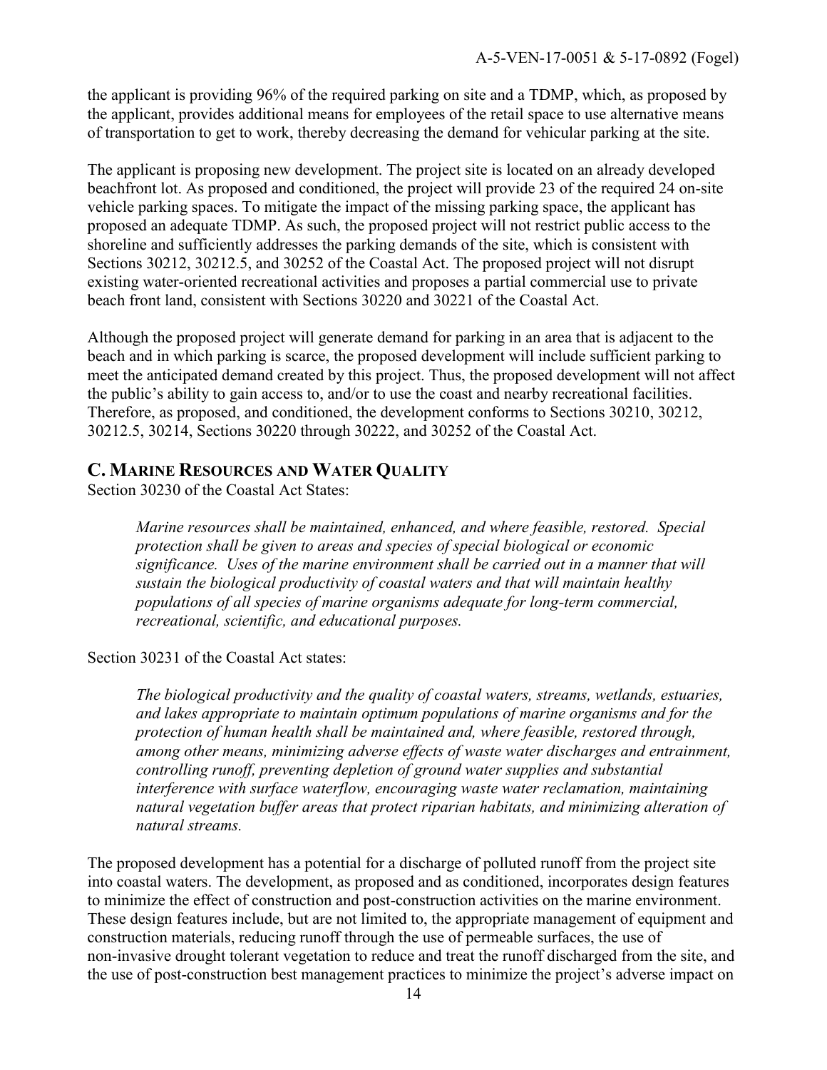the applicant is providing 96% of the required parking on site and a TDMP, which, as proposed by the applicant, provides additional means for employees of the retail space to use alternative means of transportation to get to work, thereby decreasing the demand for vehicular parking at the site.

The applicant is proposing new development. The project site is located on an already developed beachfront lot. As proposed and conditioned, the project will provide 23 of the required 24 on-site vehicle parking spaces. To mitigate the impact of the missing parking space, the applicant has proposed an adequate TDMP. As such, the proposed project will not restrict public access to the shoreline and sufficiently addresses the parking demands of the site, which is consistent with Sections 30212, 30212.5, and 30252 of the Coastal Act. The proposed project will not disrupt existing water-oriented recreational activities and proposes a partial commercial use to private beach front land, consistent with Sections 30220 and 30221 of the Coastal Act.

Although the proposed project will generate demand for parking in an area that is adjacent to the beach and in which parking is scarce, the proposed development will include sufficient parking to meet the anticipated demand created by this project. Thus, the proposed development will not affect the public's ability to gain access to, and/or to use the coast and nearby recreational facilities. Therefore, as proposed, and conditioned, the development conforms to Sections 30210, 30212, 30212.5, 30214, Sections 30220 through 30222, and 30252 of the Coastal Act.

## C. Marine Resources and Water Quality

Section 30230 of the Coastal Act States:

> *Marine resources shall be maintained, enhanced, and where feasible, restored. Special protection shall be given to areas and species of special biological or economic significance. Uses of the marine environment shall be carried out in a manner that will sustain the biological productivity of coastal waters and that will maintain healthy populations of all species of marine organisms adequate for long-term commercial, recreational, scientific, and educational purposes.*

Section 30231 of the Coastal Act states:

> *The biological productivity and the quality of coastal waters, streams, wetlands, estuaries, and lakes appropriate to maintain optimum populations of marine organisms and for the protection of human health shall be maintained and, where feasible, restored through, among other means, minimizing adverse effects of waste water discharges and entrainment, controlling runoff, preventing depletion of ground water supplies and substantial interference with surface waterflow, encouraging waste water reclamation, maintaining natural vegetation buffer areas that protect riparian habitats, and minimizing alteration of natural streams.*

The proposed development has a potential for a discharge of polluted runoff from the project site into coastal waters. The development, as proposed and as conditioned, incorporates design features to minimize the effect of construction and post-construction activities on the marine environment. These design features include, but are not limited to, the appropriate management of equipment and construction materials, reducing runoff through the use of permeable surfaces, the use of non-invasive drought tolerant vegetation to reduce and treat the runoff discharged from the site, and the use of post-construction best management practices to minimize the project's adverse impact on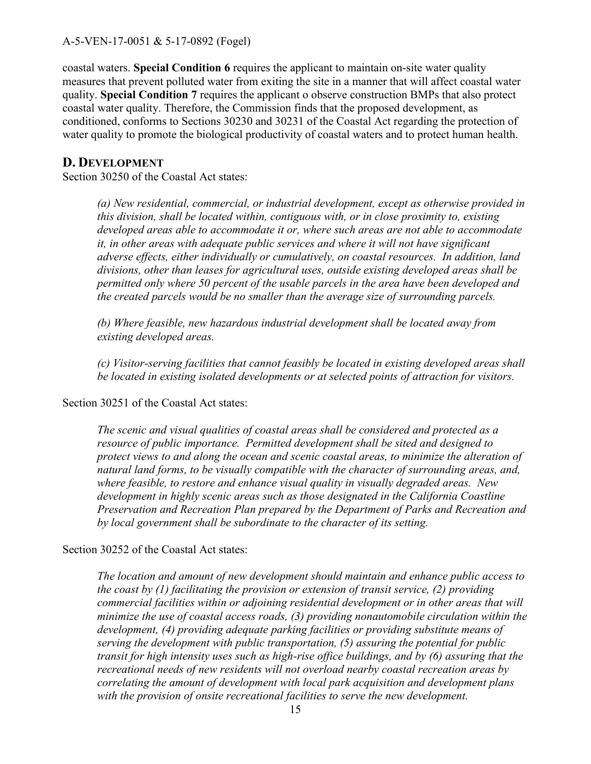coastal waters. **Special Condition 6** requires the applicant to maintain on-site water quality measures that prevent polluted water from exiting the site in a manner that will affect coastal water quality. **Special Condition 7** requires the applicant o observe construction BMPs that also protect coastal water quality. Therefore, the Commission finds that the proposed development, as conditioned, conforms to Sections 30230 and 30231 of the Coastal Act regarding the protection of water quality to promote the biological productivity of coastal waters and to protect human health.

## D. DEVELOPMENT

Section 30250 of the Coastal Act states:

> *(a) New residential, commercial, or industrial development, except as otherwise provided in this division, shall be located within, contiguous with, or in close proximity to, existing developed areas able to accommodate it or, where such areas are not able to accommodate it, in other areas with adequate public services and where it will not have significant adverse effects, either individually or cumulatively, on coastal resources. In addition, land divisions, other than leases for agricultural uses, outside existing developed areas shall be permitted only where 50 percent of the usable parcels in the area have been developed and the created parcels would be no smaller than the average size of surrounding parcels.*
>
> *(b) Where feasible, new hazardous industrial development shall be located away from existing developed areas.*
>
> *(c) Visitor-serving facilities that cannot feasibly be located in existing developed areas shall be located in existing isolated developments or at selected points of attraction for visitors.*

Section 30251 of the Coastal Act states:

> *The scenic and visual qualities of coastal areas shall be considered and protected as a resource of public importance. Permitted development shall be sited and designed to protect views to and along the ocean and scenic coastal areas, to minimize the alteration of natural land forms, to be visually compatible with the character of surrounding areas, and, where feasible, to restore and enhance visual quality in visually degraded areas. New development in highly scenic areas such as those designated in the California Coastline Preservation and Recreation Plan prepared by the Department of Parks and Recreation and by local government shall be subordinate to the character of its setting.*

Section 30252 of the Coastal Act states:

> *The location and amount of new development should maintain and enhance public access to the coast by (1) facilitating the provision or extension of transit service, (2) providing commercial facilities within or adjoining residential development or in other areas that will minimize the use of coastal access roads, (3) providing nonautomobile circulation within the development, (4) providing adequate parking facilities or providing substitute means of serving the development with public transportation, (5) assuring the potential for public transit for high intensity uses such as high-rise office buildings, and by (6) assuring that the recreational needs of new residents will not overload nearby coastal recreation areas by correlating the amount of development with local park acquisition and development plans with the provision of onsite recreational facilities to serve the new development.*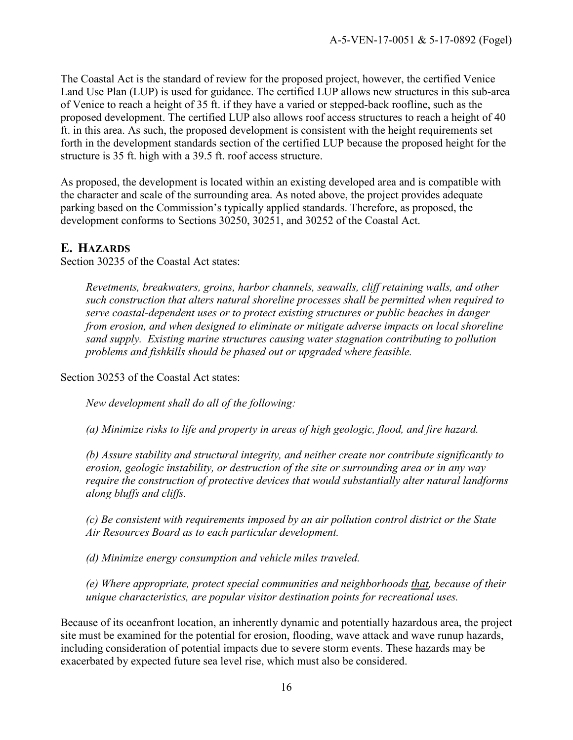The Coastal Act is the standard of review for the proposed project, however, the certified Venice Land Use Plan (LUP) is used for guidance. The certified LUP allows new structures in this sub-area of Venice to reach a height of 35 ft. if they have a varied or stepped-back roofline, such as the proposed development. The certified LUP also allows roof access structures to reach a height of 40 ft. in this area. As such, the proposed development is consistent with the height requirements set forth in the development standards section of the certified LUP because the proposed height for the structure is 35 ft. high with a 39.5 ft. roof access structure.

As proposed, the development is located within an existing developed area and is compatible with the character and scale of the surrounding area. As noted above, the project provides adequate parking based on the Commission's typically applied standards. Therefore, as proposed, the development conforms to Sections 30250, 30251, and 30252 of the Coastal Act.

## E. HAZARDS

Section 30235 of the Coastal Act states:

> *Revetments, breakwaters, groins, harbor channels, seawalls, cliff retaining walls, and other such construction that alters natural shoreline processes shall be permitted when required to serve coastal-dependent uses or to protect existing structures or public beaches in danger from erosion, and when designed to eliminate or mitigate adverse impacts on local shoreline sand supply. Existing marine structures causing water stagnation contributing to pollution problems and fishkills should be phased out or upgraded where feasible.*

Section 30253 of the Coastal Act states:

> *New development shall do all of the following:*
>
> *(a) Minimize risks to life and property in areas of high geologic, flood, and fire hazard.*
>
> *(b) Assure stability and structural integrity, and neither create nor contribute significantly to erosion, geologic instability, or destruction of the site or surrounding area or in any way require the construction of protective devices that would substantially alter natural landforms along bluffs and cliffs.*
>
> *(c) Be consistent with requirements imposed by an air pollution control district or the State Air Resources Board as to each particular development.*
>
> *(d) Minimize energy consumption and vehicle miles traveled.*
>
> *(e) Where appropriate, protect special communities and neighborhoods that, because of their unique characteristics, are popular visitor destination points for recreational uses.*

Because of its oceanfront location, an inherently dynamic and potentially hazardous area, the project site must be examined for the potential for erosion, flooding, wave attack and wave runup hazards, including consideration of potential impacts due to severe storm events. These hazards may be exacerbated by expected future sea level rise, which must also be considered.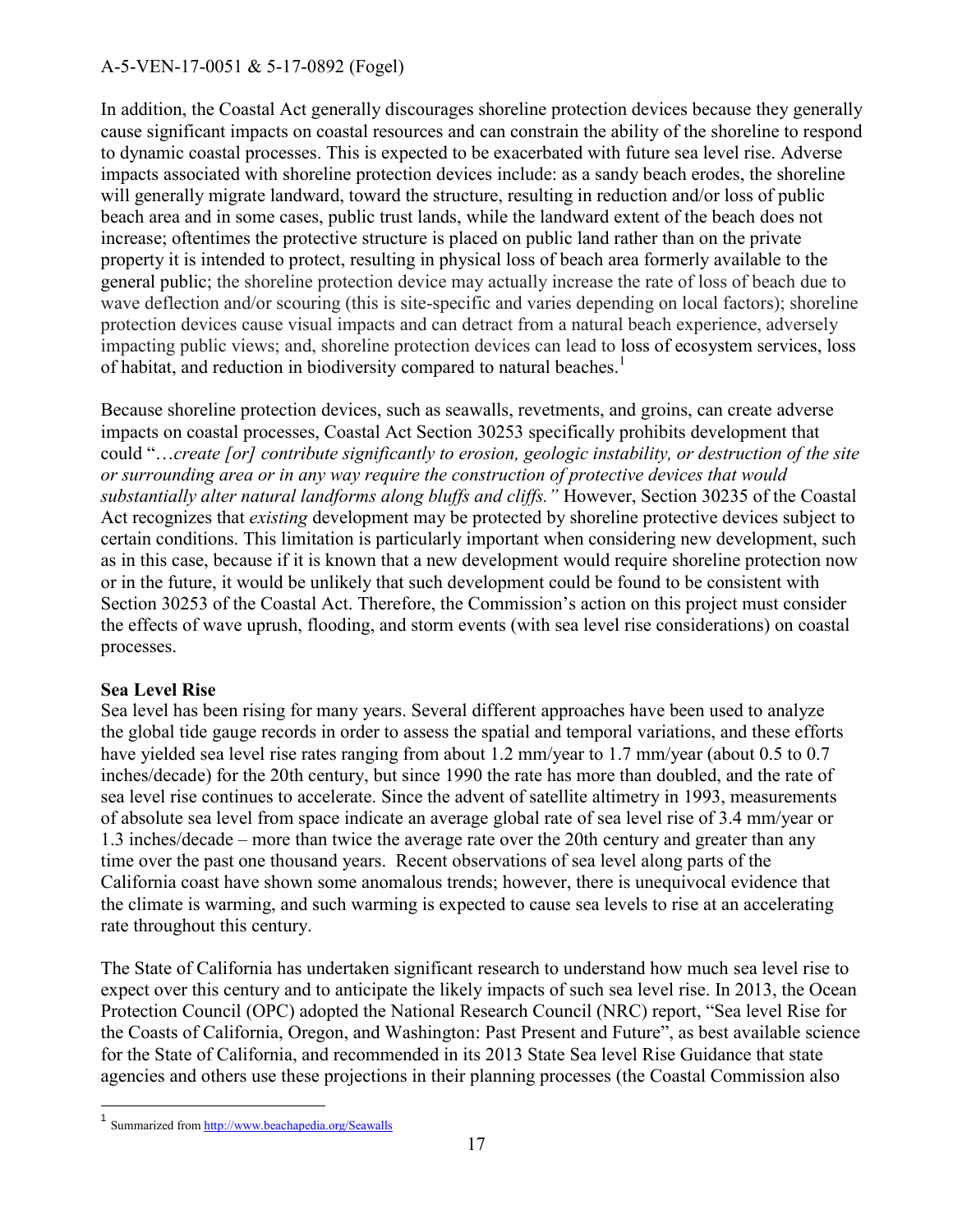In addition, the Coastal Act generally discourages shoreline protection devices because they generally cause significant impacts on coastal resources and can constrain the ability of the shoreline to respond to dynamic coastal processes. This is expected to be exacerbated with future sea level rise. Adverse impacts associated with shoreline protection devices include: as a sandy beach erodes, the shoreline will generally migrate landward, toward the structure, resulting in reduction and/or loss of public beach area and in some cases, public trust lands, while the landward extent of the beach does not increase; oftentimes the protective structure is placed on public land rather than on the private property it is intended to protect, resulting in physical loss of beach area formerly available to the general public; the shoreline protection device may actually increase the rate of loss of beach due to wave deflection and/or scouring (this is site-specific and varies depending on local factors); shoreline protection devices cause visual impacts and can detract from a natural beach experience, adversely impacting public views; and, shoreline protection devices can lead to loss of ecosystem services, loss of habitat, and reduction in biodiversity compared to natural beaches.[1]

Because shoreline protection devices, such as seawalls, revetments, and groins, can create adverse impacts on coastal processes, Coastal Act Section 30253 specifically prohibits development that could "*…create [or] contribute significantly to erosion, geologic instability, or destruction of the site or surrounding area or in any way require the construction of protective devices that would substantially alter natural landforms along bluffs and cliffs."* However, Section 30235 of the Coastal Act recognizes that *existing* development may be protected by shoreline protective devices subject to certain conditions. This limitation is particularly important when considering new development, such as in this case, because if it is known that a new development would require shoreline protection now or in the future, it would be unlikely that such development could be found to be consistent with Section 30253 of the Coastal Act. Therefore, the Commission's action on this project must consider the effects of wave uprush, flooding, and storm events (with sea level rise considerations) on coastal processes.

**Sea Level Rise**

Sea level has been rising for many years. Several different approaches have been used to analyze the global tide gauge records in order to assess the spatial and temporal variations, and these efforts have yielded sea level rise rates ranging from about 1.2 mm/year to 1.7 mm/year (about 0.5 to 0.7 inches/decade) for the 20th century, but since 1990 the rate has more than doubled, and the rate of sea level rise continues to accelerate. Since the advent of satellite altimetry in 1993, measurements of absolute sea level from space indicate an average global rate of sea level rise of 3.4 mm/year or 1.3 inches/decade – more than twice the average rate over the 20th century and greater than any time over the past one thousand years. Recent observations of sea level along parts of the California coast have shown some anomalous trends; however, there is unequivocal evidence that the climate is warming, and such warming is expected to cause sea levels to rise at an accelerating rate throughout this century.

The State of California has undertaken significant research to understand how much sea level rise to expect over this century and to anticipate the likely impacts of such sea level rise. In 2013, the Ocean Protection Council (OPC) adopted the National Research Council (NRC) report, "Sea level Rise for the Coasts of California, Oregon, and Washington: Past Present and Future", as best available science for the State of California, and recommended in its 2013 State Sea level Rise Guidance that state agencies and others use these projections in their planning processes (the Coastal Commission also

---

[1] Summarized from http://www.beachapedia.org/Seawalls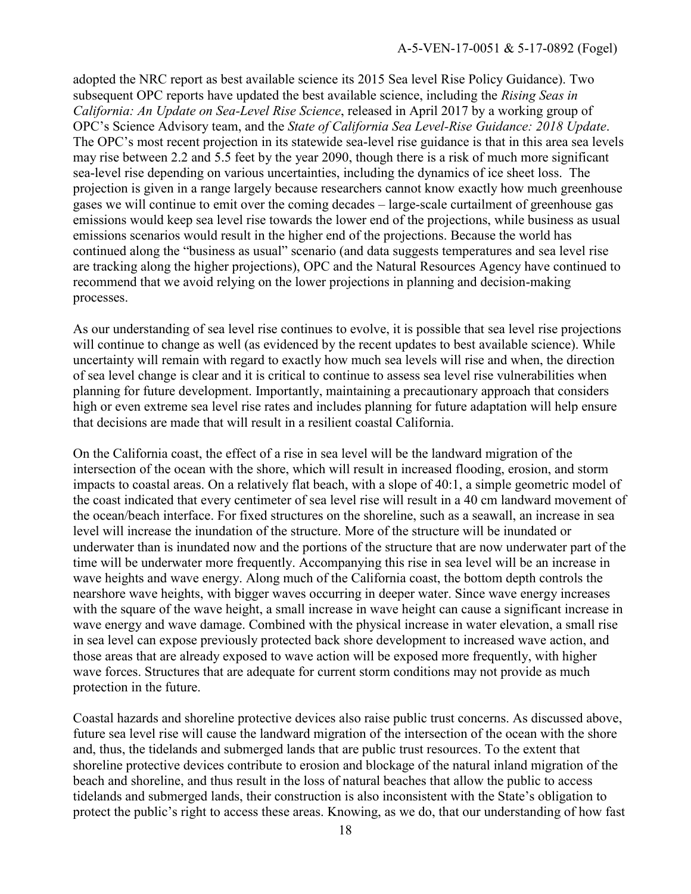adopted the NRC report as best available science its 2015 Sea level Rise Policy Guidance). Two subsequent OPC reports have updated the best available science, including the *Rising Seas in California: An Update on Sea-Level Rise Science*, released in April 2017 by a working group of OPC's Science Advisory team, and the *State of California Sea Level-Rise Guidance: 2018 Update*. The OPC's most recent projection in its statewide sea-level rise guidance is that in this area sea levels may rise between 2.2 and 5.5 feet by the year 2090, though there is a risk of much more significant sea-level rise depending on various uncertainties, including the dynamics of ice sheet loss. The projection is given in a range largely because researchers cannot know exactly how much greenhouse gases we will continue to emit over the coming decades – large-scale curtailment of greenhouse gas emissions would keep sea level rise towards the lower end of the projections, while business as usual emissions scenarios would result in the higher end of the projections. Because the world has continued along the "business as usual" scenario (and data suggests temperatures and sea level rise are tracking along the higher projections), OPC and the Natural Resources Agency have continued to recommend that we avoid relying on the lower projections in planning and decision-making processes.

As our understanding of sea level rise continues to evolve, it is possible that sea level rise projections will continue to change as well (as evidenced by the recent updates to best available science). While uncertainty will remain with regard to exactly how much sea levels will rise and when, the direction of sea level change is clear and it is critical to continue to assess sea level rise vulnerabilities when planning for future development. Importantly, maintaining a precautionary approach that considers high or even extreme sea level rise rates and includes planning for future adaptation will help ensure that decisions are made that will result in a resilient coastal California.

On the California coast, the effect of a rise in sea level will be the landward migration of the intersection of the ocean with the shore, which will result in increased flooding, erosion, and storm impacts to coastal areas. On a relatively flat beach, with a slope of 40:1, a simple geometric model of the coast indicated that every centimeter of sea level rise will result in a 40 cm landward movement of the ocean/beach interface. For fixed structures on the shoreline, such as a seawall, an increase in sea level will increase the inundation of the structure. More of the structure will be inundated or underwater than is inundated now and the portions of the structure that are now underwater part of the time will be underwater more frequently. Accompanying this rise in sea level will be an increase in wave heights and wave energy. Along much of the California coast, the bottom depth controls the nearshore wave heights, with bigger waves occurring in deeper water. Since wave energy increases with the square of the wave height, a small increase in wave height can cause a significant increase in wave energy and wave damage. Combined with the physical increase in water elevation, a small rise in sea level can expose previously protected back shore development to increased wave action, and those areas that are already exposed to wave action will be exposed more frequently, with higher wave forces. Structures that are adequate for current storm conditions may not provide as much protection in the future.

Coastal hazards and shoreline protective devices also raise public trust concerns. As discussed above, future sea level rise will cause the landward migration of the intersection of the ocean with the shore and, thus, the tidelands and submerged lands that are public trust resources. To the extent that shoreline protective devices contribute to erosion and blockage of the natural inland migration of the beach and shoreline, and thus result in the loss of natural beaches that allow the public to access tidelands and submerged lands, their construction is also inconsistent with the State's obligation to protect the public's right to access these areas. Knowing, as we do, that our understanding of how fast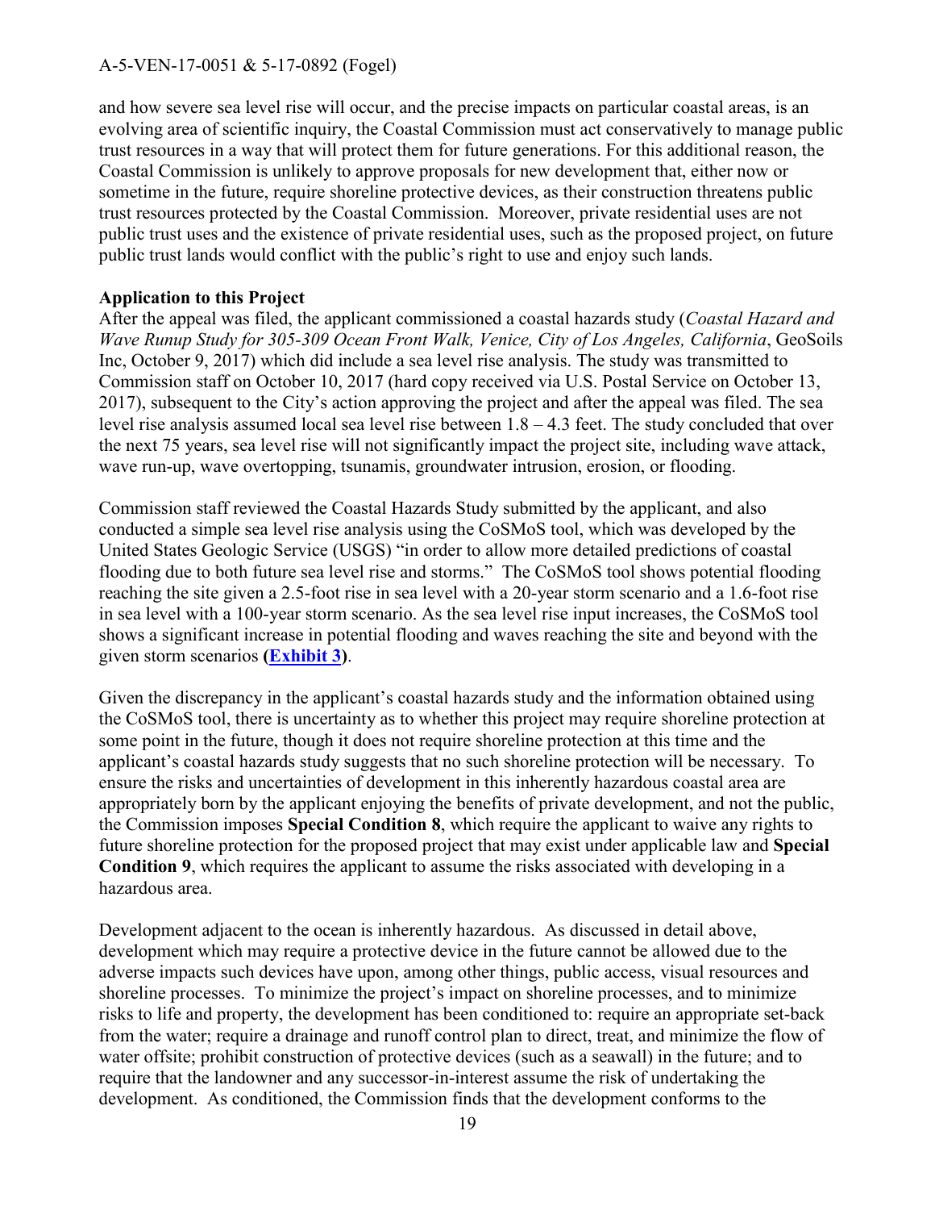and how severe sea level rise will occur, and the precise impacts on particular coastal areas, is an evolving area of scientific inquiry, the Coastal Commission must act conservatively to manage public trust resources in a way that will protect them for future generations. For this additional reason, the Coastal Commission is unlikely to approve proposals for new development that, either now or sometime in the future, require shoreline protective devices, as their construction threatens public trust resources protected by the Coastal Commission. Moreover, private residential uses are not public trust uses and the existence of private residential uses, such as the proposed project, on future public trust lands would conflict with the public's right to use and enjoy such lands.

**Application to this Project**

After the appeal was filed, the applicant commissioned a coastal hazards study (*Coastal Hazard and Wave Runup Study for 305-309 Ocean Front Walk, Venice, City of Los Angeles, California*, GeoSoils Inc, October 9, 2017) which did include a sea level rise analysis. The study was transmitted to Commission staff on October 10, 2017 (hard copy received via U.S. Postal Service on October 13, 2017), subsequent to the City's action approving the project and after the appeal was filed. The sea level rise analysis assumed local sea level rise between 1.8 – 4.3 feet. The study concluded that over the next 75 years, sea level rise will not significantly impact the project site, including wave attack, wave run-up, wave overtopping, tsunamis, groundwater intrusion, erosion, or flooding.

Commission staff reviewed the Coastal Hazards Study submitted by the applicant, and also conducted a simple sea level rise analysis using the CoSMoS tool, which was developed by the United States Geologic Service (USGS) "in order to allow more detailed predictions of coastal flooding due to both future sea level rise and storms." The CoSMoS tool shows potential flooding reaching the site given a 2.5-foot rise in sea level with a 20-year storm scenario and a 1.6-foot rise in sea level with a 100-year storm scenario. As the sea level rise input increases, the CoSMoS tool shows a significant increase in potential flooding and waves reaching the site and beyond with the given storm scenarios **(Exhibit 3)**.

Given the discrepancy in the applicant's coastal hazards study and the information obtained using the CoSMoS tool, there is uncertainty as to whether this project may require shoreline protection at some point in the future, though it does not require shoreline protection at this time and the applicant's coastal hazards study suggests that no such shoreline protection will be necessary. To ensure the risks and uncertainties of development in this inherently hazardous coastal area are appropriately born by the applicant enjoying the benefits of private development, and not the public, the Commission imposes **Special Condition 8**, which require the applicant to waive any rights to future shoreline protection for the proposed project that may exist under applicable law and **Special Condition 9**, which requires the applicant to assume the risks associated with developing in a hazardous area.

Development adjacent to the ocean is inherently hazardous. As discussed in detail above, development which may require a protective device in the future cannot be allowed due to the adverse impacts such devices have upon, among other things, public access, visual resources and shoreline processes. To minimize the project's impact on shoreline processes, and to minimize risks to life and property, the development has been conditioned to: require an appropriate set-back from the water; require a drainage and runoff control plan to direct, treat, and minimize the flow of water offsite; prohibit construction of protective devices (such as a seawall) in the future; and to require that the landowner and any successor-in-interest assume the risk of undertaking the development. As conditioned, the Commission finds that the development conforms to the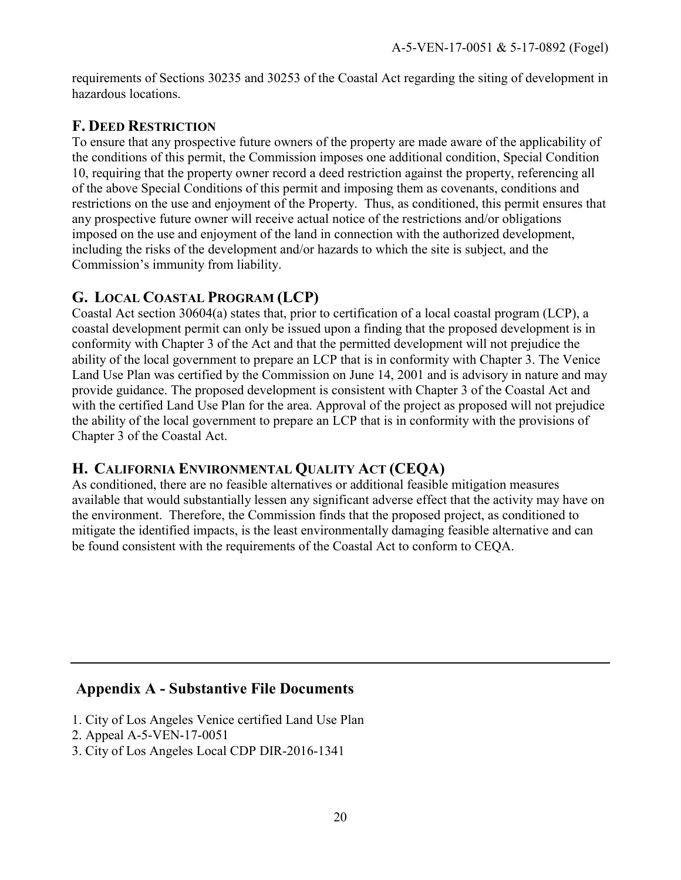requirements of Sections 30235 and 30253 of the Coastal Act regarding the siting of development in hazardous locations.

## F. DEED RESTRICTION

To ensure that any prospective future owners of the property are made aware of the applicability of the conditions of this permit, the Commission imposes one additional condition, Special Condition 10, requiring that the property owner record a deed restriction against the property, referencing all of the above Special Conditions of this permit and imposing them as covenants, conditions and restrictions on the use and enjoyment of the Property. Thus, as conditioned, this permit ensures that any prospective future owner will receive actual notice of the restrictions and/or obligations imposed on the use and enjoyment of the land in connection with the authorized development, including the risks of the development and/or hazards to which the site is subject, and the Commission's immunity from liability.

## G. LOCAL COASTAL PROGRAM (LCP)

Coastal Act section 30604(a) states that, prior to certification of a local coastal program (LCP), a coastal development permit can only be issued upon a finding that the proposed development is in conformity with Chapter 3 of the Act and that the permitted development will not prejudice the ability of the local government to prepare an LCP that is in conformity with Chapter 3. The Venice Land Use Plan was certified by the Commission on June 14, 2001 and is advisory in nature and may provide guidance. The proposed development is consistent with Chapter 3 of the Coastal Act and with the certified Land Use Plan for the area. Approval of the project as proposed will not prejudice the ability of the local government to prepare an LCP that is in conformity with the provisions of Chapter 3 of the Coastal Act.

## H. CALIFORNIA ENVIRONMENTAL QUALITY ACT (CEQA)

As conditioned, there are no feasible alternatives or additional feasible mitigation measures available that would substantially lessen any significant adverse effect that the activity may have on the environment. Therefore, the Commission finds that the proposed project, as conditioned to mitigate the identified impacts, is the least environmentally damaging feasible alternative and can be found consistent with the requirements of the Coastal Act to conform to CEQA.

---

## Appendix A - Substantive File Documents

1. City of Los Angeles Venice certified Land Use Plan
2. Appeal A-5-VEN-17-0051
3. City of Los Angeles Local CDP DIR-2016-1341